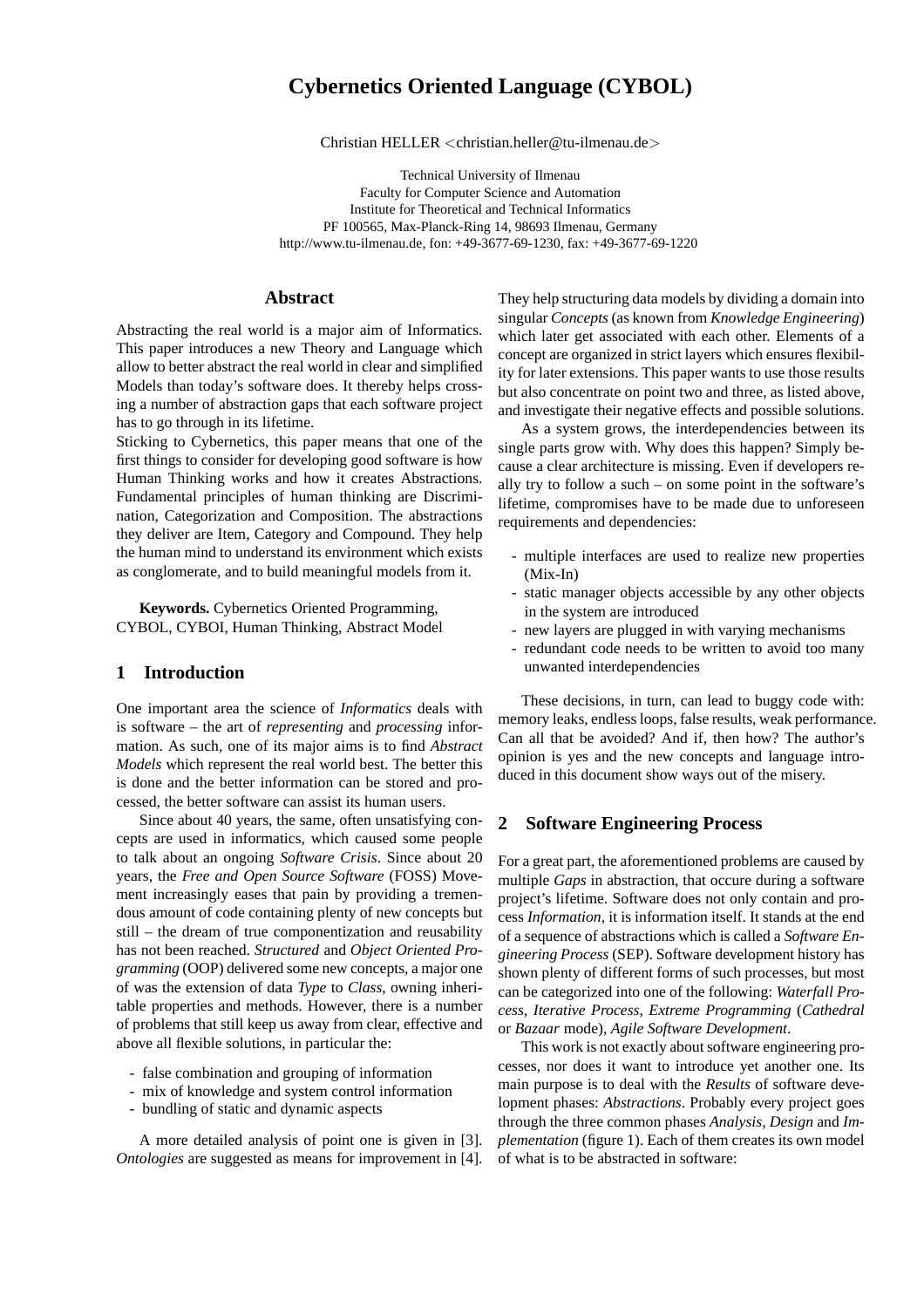# Cybernetics Oriented Language (CYBOL)

Christian HELLER <christian.heller@tu-ilmenau.de>

Technical University of Ilmenau
Faculty for Computer Science and Automation
Institute for Theoretical and Technical Informatics
PF 100565, Max-Planck-Ring 14, 98693 Ilmenau, Germany
http://www.tu-ilmenau.de, fon: +49-3677-69-1230, fax: +49-3677-69-1220

## Abstract

Abstracting the real world is a major aim of Informatics. This paper introduces a new Theory and Language which allow to better abstract the real world in clear and simplified Models than today's software does. It thereby helps crossing a number of abstraction gaps that each software project has to go through in its lifetime.
Sticking to Cybernetics, this paper means that one of the first things to consider for developing good software is how Human Thinking works and how it creates Abstractions. Fundamental principles of human thinking are Discrimination, Categorization and Composition. The abstractions they deliver are Item, Category and Compound. They help the human mind to understand its environment which exists as conglomerate, and to build meaningful models from it.

**Keywords.** Cybernetics Oriented Programming, CYBOL, CYBOI, Human Thinking, Abstract Model

## 1 Introduction

One important area the science of *Informatics* deals with is software – the art of *representing* and *processing* information. As such, one of its major aims is to find *Abstract Models* which represent the real world best. The better this is done and the better information can be stored and processed, the better software can assist its human users.

Since about 40 years, the same, often unsatisfying concepts are used in informatics, which caused some people to talk about an ongoing *Software Crisis*. Since about 20 years, the *Free and Open Source Software* (FOSS) Movement increasingly eases that pain by providing a tremendous amount of code containing plenty of new concepts but still – the dream of true componentization and reusability has not been reached. *Structured* and *Object Oriented Programming* (OOP) delivered some new concepts, a major one of was the extension of data *Type* to *Class*, owning inheritable properties and methods. However, there is a number of problems that still keep us away from clear, effective and above all flexible solutions, in particular the:

- false combination and grouping of information
- mix of knowledge and system control information
- bundling of static and dynamic aspects

A more detailed analysis of point one is given in [3]. *Ontologies* are suggested as means for improvement in [4]. They help structuring data models by dividing a domain into singular *Concepts* (as known from *Knowledge Engineering*) which later get associated with each other. Elements of a concept are organized in strict layers which ensures flexibility for later extensions. This paper wants to use those results but also concentrate on point two and three, as listed above, and investigate their negative effects and possible solutions.

As a system grows, the interdependencies between its single parts grow with. Why does this happen? Simply because a clear architecture is missing. Even if developers really try to follow a such – on some point in the software's lifetime, compromises have to be made due to unforeseen requirements and dependencies:

- multiple interfaces are used to realize new properties (Mix-In)
- static manager objects accessible by any other objects in the system are introduced
- new layers are plugged in with varying mechanisms
- redundant code needs to be written to avoid too many unwanted interdependencies

These decisions, in turn, can lead to buggy code with: memory leaks, endless loops, false results, weak performance. Can all that be avoided? And if, then how? The author's opinion is yes and the new concepts and language introduced in this document show ways out of the misery.

## 2 Software Engineering Process

For a great part, the aforementioned problems are caused by multiple *Gaps* in abstraction, that occure during a software project's lifetime. Software does not only contain and process *Information*, it is information itself. It stands at the end of a sequence of abstractions which is called a *Software Engineering Process* (SEP). Software development history has shown plenty of different forms of such processes, but most can be categorized into one of the following: *Waterfall Process*, *Iterative Process*, *Extreme Programming* (*Cathedral* or *Bazaar* mode), *Agile Software Development*.

This work is not exactly about software engineering processes, nor does it want to introduce yet another one. Its main purpose is to deal with the *Results* of software development phases: *Abstractions*. Probably every project goes through the three common phases *Analysis*, *Design* and *Implementation* (figure 1). Each of them creates its own model of what is to be abstracted in software: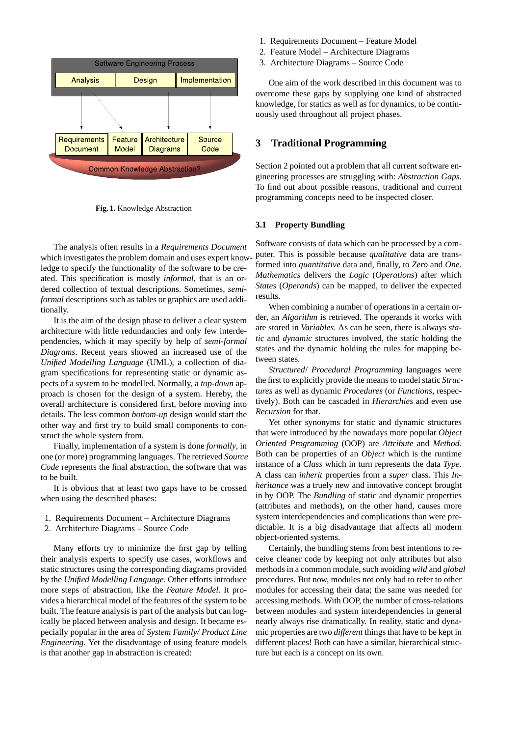Fig. 1. Knowledge Abstraction

The analysis often results in a *Requirements Document* which investigates the problem domain and uses expert knowledge to specify the functionality of the software to be created. This specification is mostly *informal*, that is an ordered collection of textual descriptions. Sometimes, *semi-formal* descriptions such as tables or graphics are used additionally.

It is the aim of the design phase to deliver a clear system architecture with little redundancies and only few interdependencies, which it may specify by help of *semi-formal Diagrams*. Recent years showed an increased use of the *Unified Modelling Language* (UML), a collection of diagram specifications for representing static or dynamic aspects of a system to be modelled. Normally, a *top-down* approach is chosen for the design of a system. Hereby, the overall architecture is considered first, before moving into details. The less common *bottom-up* design would start the other way and first try to build small components to construct the whole system from.

Finally, implementation of a system is done *formally*, in one (or more) programming languages. The retrieved *Source Code* represents the final abstraction, the software that was to be built.

It is obvious that at least two gaps have to be crossed when using the described phases:

1. Requirements Document – Architecture Diagrams
2. Architecture Diagrams – Source Code

Many efforts try to minimize the first gap by telling their analysis experts to specify use cases, workflows and static structures using the corresponding diagrams provided by the *Unified Modelling Language*. Other efforts introduce more steps of abstraction, like the *Feature Model*. It provides a hierarchical model of the features of the system to be built. The feature analysis is part of the analysis but can logically be placed between analysis and design. It became especially popular in the area of *System Family/ Product Line Engineering*. Yet the disadvantage of using feature models is that another gap in abstraction is created:

1. Requirements Document – Feature Model
2. Feature Model – Architecture Diagrams
3. Architecture Diagrams – Source Code

One aim of the work described in this document was to overcome these gaps by supplying one kind of abstracted knowledge, for statics as well as for dynamics, to be continuously used throughout all project phases.

## 3 Traditional Programming

Section 2 pointed out a problem that all current software engineering processes are struggling with: *Abstraction Gaps*. To find out about possible reasons, traditional and current programming concepts need to be inspected closer.

### 3.1 Property Bundling

Software consists of data which can be processed by a computer. This is possible because *qualitative* data are transformed into *quantitative* data and, finally, to *Zero* and *One*. *Mathematics* delivers the *Logic* (*Operations*) after which *States* (*Operands*) can be mapped, to deliver the expected results.

When combining a number of operations in a certain order, an *Algorithm* is retrieved. The operands it works with are stored in *Variables*. As can be seen, there is always *static* and *dynamic* structures involved, the static holding the states and the dynamic holding the rules for mapping between states.

*Structured*/ *Procedural Programming* languages were the first to explicitly provide the means to model static *Structures* as well as dynamic *Procedures* (or *Functions*, respectively). Both can be cascaded in *Hierarchies* and even use *Recursion* for that.

Yet other synonyms for static and dynamic structures that were introduced by the nowadays more popular *Object Oriented Programming* (OOP) are *Attribute* and *Method*. Both can be properties of an *Object* which is the runtime instance of a *Class* which in turn represents the data *Type*. A class can *inherit* properties from a *super* class. This *Inheritance* was a truely new and innovative concept brought in by OOP. The *Bundling* of static and dynamic properties (attributes and methods), on the other hand, causes more system interdependencies and complications than were predictable. It is a big disadvantage that affects all modern object-oriented systems.

Certainly, the bundling stems from best intentions to receive cleaner code by keeping not only attributes but also methods in a common module, such avoiding *wild* and *global* procedures. But now, modules not only had to refer to other modules for accessing their data; the same was needed for accessing methods. With OOP, the number of cross-relations between modules and system interdependencies in general nearly always rise dramatically. In reality, static and dynamic properties are two *different* things that have to be kept in different places! Both can have a similar, hierarchical structure but each is a concept on its own.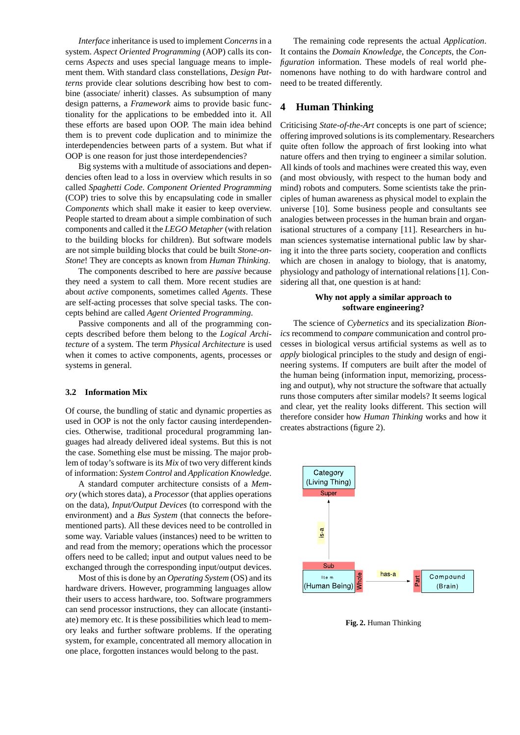*Interface* inheritance is used to implement *Concerns* in a system. *Aspect Oriented Programming* (AOP) calls its concerns *Aspects* and uses special language means to implement them. With standard class constellations, *Design Patterns* provide clear solutions describing how best to combine (associate/ inherit) classes. As subsumption of many design patterns, a *Framework* aims to provide basic functionality for the applications to be embedded into it. All these efforts are based upon OOP. The main idea behind them is to prevent code duplication and to minimize the interdependencies between parts of a system. But what if OOP is one reason for just those interdependencies?

Big systems with a multitude of associations and dependencies often lead to a loss in overview which results in so called *Spaghetti Code*. *Component Oriented Programming* (COP) tries to solve this by encapsulating code in smaller *Components* which shall make it easier to keep overview. People started to dream about a simple combination of such components and called it the *LEGO Metapher* (with relation to the building blocks for children). But software models are not simple building blocks that could be built *Stone-on-Stone*! They are concepts as known from *Human Thinking*.

The components described to here are *passive* because they need a system to call them. More recent studies are about *active* components, sometimes called *Agents*. These are self-acting processes that solve special tasks. The concepts behind are called *Agent Oriented Programming*.

Passive components and all of the programming concepts described before them belong to the *Logical Architecture* of a system. The term *Physical Architecture* is used when it comes to active components, agents, processes or systems in general.

### 3.2 Information Mix

Of course, the bundling of static and dynamic properties as used in OOP is not the only factor causing interdependencies. Otherwise, traditional procedural programming languages had already delivered ideal systems. But this is not the case. Something else must be missing. The major problem of today's software is its *Mix* of two very different kinds of information: *System Control* and *Application Knowledge*.

A standard computer architecture consists of a *Memory* (which stores data), a *Processor* (that applies operations on the data), *Input/Output Devices* (to correspond with the environment) and a *Bus System* (that connects the before-mentioned parts). All these devices need to be controlled in some way. Variable values (instances) need to be written to and read from the memory; operations which the processor offers need to be called; input and output values need to be exchanged through the corresponding input/output devices.

Most of this is done by an *Operating System* (OS) and its hardware drivers. However, programming languages allow their users to access hardware, too. Software programmers can send processor instructions, they can allocate (instantiate) memory etc. It is these possibilities which lead to memory leaks and further software problems. If the operating system, for example, concentrated all memory allocation in one place, forgotten instances would belong to the past.

The remaining code represents the actual *Application*. It contains the *Domain Knowledge*, the *Concepts*, the *Configuration* information. These models of real world phenomenons have nothing to do with hardware control and need to be treated differently.

## 4 Human Thinking

Criticising *State-of-the-Art* concepts is one part of science; offering improved solutions is its complementary. Researchers quite often follow the approach of first looking into what nature offers and then trying to engineer a similar solution. All kinds of tools and machines were created this way, even (and most obviously, with respect to the human body and mind) robots and computers. Some scientists take the principles of human awareness as physical model to explain the universe [10]. Some business people and consultants see analogies between processes in the human brain and organisational structures of a company [11]. Researchers in human sciences systematise international public law by sharing it into the three parts society, cooperation and conflicts which are chosen in analogy to biology, that is anatomy, physiology and pathology of international relations [1]. Considering all that, one question is at hand:

**Why not apply a similar approach to software engineering?**

The science of *Cybernetics* and its specialization *Bionics* recommend to *compare* communication and control processes in biological versus artificial systems as well as to *apply* biological principles to the study and design of engineering systems. If computers are built after the model of the human being (information input, processing and output), why not structure the software that actually runs those computers after similar models? It seems logical and clear, yet the reality looks different. This section will therefore consider how *Human Thinking* works and how it creates abstractions (figure 2).

**Fig. 2.** Human Thinking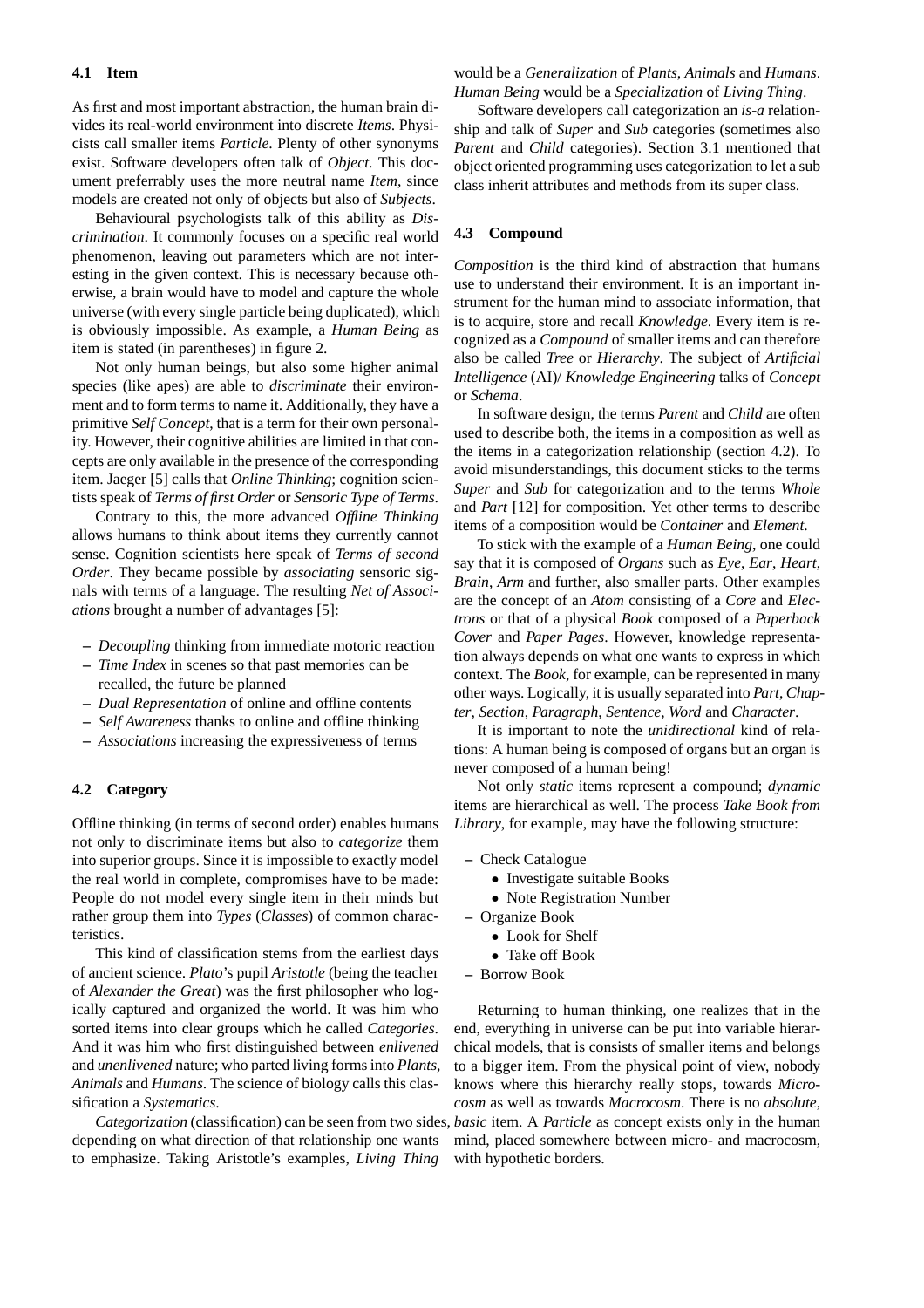### 4.1 Item

As first and most important abstraction, the human brain divides its real-world environment into discrete *Items*. Physicists call smaller items *Particle*. Plenty of other synonyms exist. Software developers often talk of *Object*. This document preferrably uses the more neutral name *Item*, since models are created not only of objects but also of *Subjects*.

Behavioural psychologists talk of this ability as *Discrimination*. It commonly focuses on a specific real world phenomenon, leaving out parameters which are not interesting in the given context. This is necessary because otherwise, a brain would have to model and capture the whole universe (with every single particle being duplicated), which is obviously impossible. As example, a *Human Being* as item is stated (in parentheses) in figure 2.

Not only human beings, but also some higher animal species (like apes) are able to *discriminate* their environment and to form terms to name it. Additionally, they have a primitive *Self Concept*, that is a term for their own personality. However, their cognitive abilities are limited in that concepts are only available in the presence of the corresponding item. Jaeger [5] calls that *Online Thinking*; cognition scientists speak of *Terms of first Order* or *Sensoric Type of Terms*.

Contrary to this, the more advanced *Offline Thinking* allows humans to think about items they currently cannot sense. Cognition scientists here speak of *Terms of second Order*. They became possible by *associating* sensoric signals with terms of a language. The resulting *Net of Associations* brought a number of advantages [5]:

- *Decoupling* thinking from immediate motoric reaction
- *Time Index* in scenes so that past memories can be recalled, the future be planned
- *Dual Representation* of online and offline contents
- *Self Awareness* thanks to online and offline thinking
- *Associations* increasing the expressiveness of terms

### 4.2 Category

Offline thinking (in terms of second order) enables humans not only to discriminate items but also to *categorize* them into superior groups. Since it is impossible to exactly model the real world in complete, compromises have to be made: People do not model every single item in their minds but rather group them into *Types* (*Classes*) of common characteristics.

This kind of classification stems from the earliest days of ancient science. *Plato*'s pupil *Aristotle* (being the teacher of *Alexander the Great*) was the first philosopher who logically captured and organized the world. It was him who sorted items into clear groups which he called *Categories*. And it was him who first distinguished between *enlivened* and *unenlivened* nature; who parted living forms into *Plants*, *Animals* and *Humans*. The science of biology calls this classification a *Systematics*.

*Categorization* (classification) can be seen from two sides, depending on what direction of that relationship one wants to emphasize. Taking Aristotle's examples, *Living Thing* would be a *Generalization* of *Plants*, *Animals* and *Humans*. *Human Being* would be a *Specialization* of *Living Thing*.

Software developers call categorization an *is-a* relationship and talk of *Super* and *Sub* categories (sometimes also *Parent* and *Child* categories). Section 3.1 mentioned that object oriented programming uses categorization to let a sub class inherit attributes and methods from its super class.

### 4.3 Compound

*Composition* is the third kind of abstraction that humans use to understand their environment. It is an important instrument for the human mind to associate information, that is to acquire, store and recall *Knowledge*. Every item is recognized as a *Compound* of smaller items and can therefore also be called *Tree* or *Hierarchy*. The subject of *Artificial Intelligence* (AI)/ *Knowledge Engineering* talks of *Concept* or *Schema*.

In software design, the terms *Parent* and *Child* are often used to describe both, the items in a composition as well as the items in a categorization relationship (section 4.2). To avoid misunderstandings, this document sticks to the terms *Super* and *Sub* for categorization and to the terms *Whole* and *Part* [12] for composition. Yet other terms to describe items of a composition would be *Container* and *Element*.

To stick with the example of a *Human Being*, one could say that it is composed of *Organs* such as *Eye*, *Ear*, *Heart*, *Brain*, *Arm* and further, also smaller parts. Other examples are the concept of an *Atom* consisting of a *Core* and *Electrons* or that of a physical *Book* composed of a *Paperback Cover* and *Paper Pages*. However, knowledge representation always depends on what one wants to express in which context. The *Book*, for example, can be represented in many other ways. Logically, it is usually separated into *Part*, *Chapter*, *Section*, *Paragraph*, *Sentence*, *Word* and *Character*.

It is important to note the *unidirectional* kind of relations: A human being is composed of organs but an organ is never composed of a human being!

Not only *static* items represent a compound; *dynamic* items are hierarchical as well. The process *Take Book from Library*, for example, may have the following structure:

- Check Catalogue
  - Investigate suitable Books
  - Note Registration Number
- Organize Book
  - Look for Shelf
  - Take off Book
- Borrow Book

Returning to human thinking, one realizes that in the end, everything in universe can be put into variable hierarchical models, that is consists of smaller items and belongs to a bigger item. From the physical point of view, nobody knows where this hierarchy really stops, towards *Microcosm* as well as towards *Macrocosm*. There is no *absolute*, *basic* item. A *Particle* as concept exists only in the human mind, placed somewhere between micro- and macrocosm, with hypothetic borders.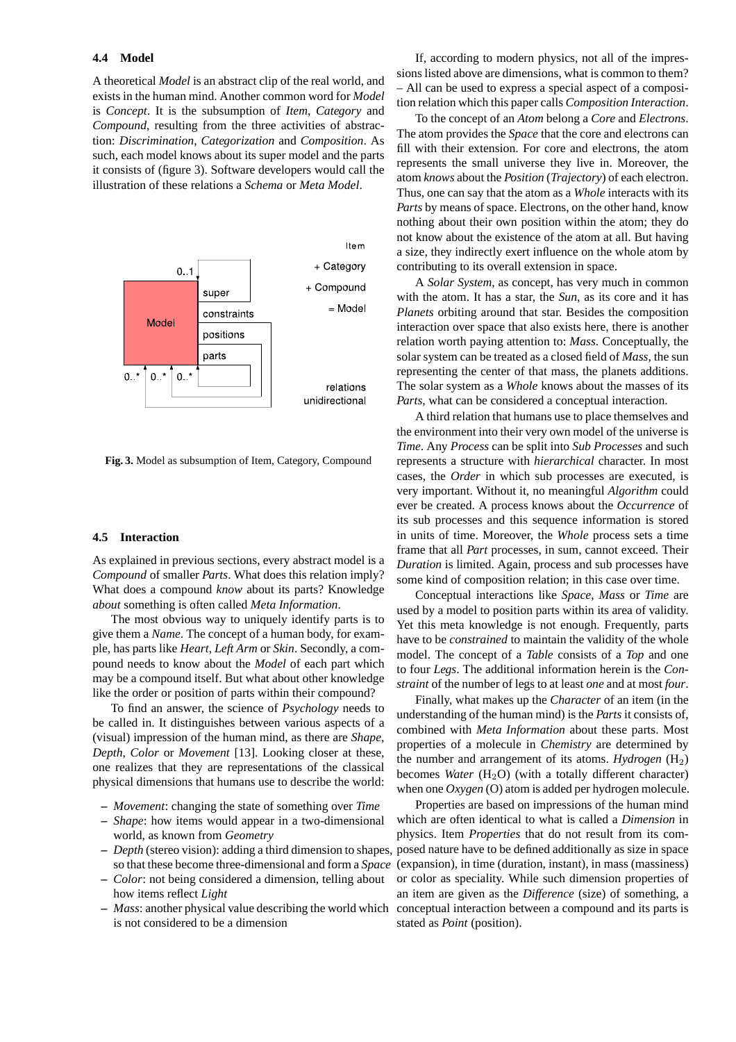### 4.4 Model

A theoretical *Model* is an abstract clip of the real world, and exists in the human mind. Another common word for *Model* is *Concept*. It is the subsumption of *Item*, *Category* and *Compound*, resulting from the three activities of abstraction: *Discrimination*, *Categorization* and *Composition*. As such, each model knows about its super model and the parts it consists of (figure 3). Software developers would call the illustration of these relations a *Schema* or *Meta Model*.

**Fig. 3.** Model as subsumption of Item, Category, Compound

### 4.5 Interaction

As explained in previous sections, every abstract model is a *Compound* of smaller *Parts*. What does this relation imply? What does a compound *know* about its parts? Knowledge *about* something is often called *Meta Information*.

The most obvious way to uniquely identify parts is to give them a *Name*. The concept of a human body, for example, has parts like *Heart*, *Left Arm* or *Skin*. Secondly, a compound needs to know about the *Model* of each part which may be a compound itself. But what about other knowledge like the order or position of parts within their compound?

To find an answer, the science of *Psychology* needs to be called in. It distinguishes between various aspects of a (visual) impression of the human mind, as there are *Shape*, *Depth*, *Color* or *Movement* [13]. Looking closer at these, one realizes that they are representations of the classical physical dimensions that humans use to describe the world:

- *Movement*: changing the state of something over *Time*
- *Shape*: how items would appear in a two-dimensional world, as known from *Geometry*
- *Depth* (stereo vision): adding a third dimension to shapes, so that these become three-dimensional and form a *Space*
- *Color*: not being considered a dimension, telling about how items reflect *Light*
- *Mass*: another physical value describing the world which is not considered to be a dimension

If, according to modern physics, not all of the impressions listed above are dimensions, what is common to them? – All can be used to express a special aspect of a composition relation which this paper calls *Composition Interaction*.

To the concept of an *Atom* belong a *Core* and *Electrons*. The atom provides the *Space* that the core and electrons can fill with their extension. For core and electrons, the atom represents the small universe they live in. Moreover, the atom *knows* about the *Position* (*Trajectory*) of each electron. Thus, one can say that the atom as a *Whole* interacts with its *Parts* by means of space. Electrons, on the other hand, know nothing about their own position within the atom; they do not know about the existence of the atom at all. But having a size, they indirectly exert influence on the whole atom by contributing to its overall extension in space.

A *Solar System*, as concept, has very much in common with the atom. It has a star, the *Sun*, as its core and it has *Planets* orbiting around that star. Besides the composition interaction over space that also exists here, there is another relation worth paying attention to: *Mass*. Conceptually, the solar system can be treated as a closed field of *Mass*, the sun representing the center of that mass, the planets additions. The solar system as a *Whole* knows about the masses of its *Parts*, what can be considered a conceptual interaction.

A third relation that humans use to place themselves and the environment into their very own model of the universe is *Time*. Any *Process* can be split into *Sub Processes* and such represents a structure with *hierarchical* character. In most cases, the *Order* in which sub processes are executed, is very important. Without it, no meaningful *Algorithm* could ever be created. A process knows about the *Occurrence* of its sub processes and this sequence information is stored in units of time. Moreover, the *Whole* process sets a time frame that all *Part* processes, in sum, cannot exceed. Their *Duration* is limited. Again, process and sub processes have some kind of composition relation; in this case over time.

Conceptual interactions like *Space*, *Mass* or *Time* are used by a model to position parts within its area of validity. Yet this meta knowledge is not enough. Frequently, parts have to be *constrained* to maintain the validity of the whole model. The concept of a *Table* consists of a *Top* and one to four *Legs*. The additional information herein is the *Constraint* of the number of legs to at least *one* and at most *four*.

Finally, what makes up the *Character* of an item (in the understanding of the human mind) is the *Parts* it consists of, combined with *Meta Information* about these parts. Most properties of a molecule in *Chemistry* are determined by the number and arrangement of its atoms. *Hydrogen* ($H_2$) becomes *Water* ($H_2O$) (with a totally different character) when one *Oxygen* (O) atom is added per hydrogen molecule.

Properties are based on impressions of the human mind which are often identical to what is called a *Dimension* in physics. Item *Properties* that do not result from its composed nature have to be defined additionally as size in space (expansion), in time (duration, instant), in mass (massiness) or color as speciality. While such dimension properties of an item are given as the *Difference* (size) of something, a conceptual interaction between a compound and its parts is stated as *Point* (position).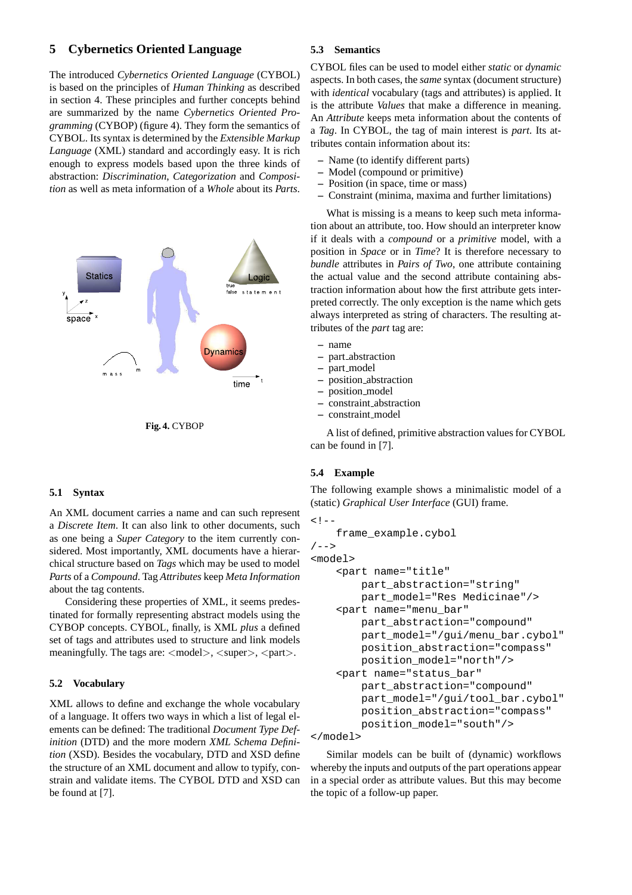## 5 Cybernetics Oriented Language

The introduced *Cybernetics Oriented Language* (CYBOL) is based on the principles of *Human Thinking* as described in section 4. These principles and further concepts behind are summarized by the name *Cybernetics Oriented Programming* (CYBOP) (figure 4). They form the semantics of CYBOL. Its syntax is determined by the *Extensible Markup Language* (XML) standard and accordingly easy. It is rich enough to express models based upon the three kinds of abstraction: *Discrimination*, *Categorization* and *Composition* as well as meta information of a *Whole* about its *Parts*.

**Fig. 4.** CYBOP

### 5.1 Syntax

An XML document carries a name and can such represent a *Discrete Item*. It can also link to other documents, such as one being a *Super Category* to the item currently considered. Most importantly, XML documents have a hierarchical structure based on *Tags* which may be used to model *Parts* of a *Compound*. Tag *Attributes* keep *Meta Information* about the tag contents.

Considering these properties of XML, it seems predestinated for formally representing abstract models using the CYBOP concepts. CYBOL, finally, is XML *plus* a defined set of tags and attributes used to structure and link models meaningfully. The tags are: <model>, <super>, <part>.

### 5.2 Vocabulary

XML allows to define and exchange the whole vocabulary of a language. It offers two ways in which a list of legal elements can be defined: The traditional *Document Type Definition* (DTD) and the more modern *XML Schema Definition* (XSD). Besides the vocabulary, DTD and XSD define the structure of an XML document and allow to typify, constrain and validate items. The CYBOL DTD and XSD can be found at [7].

### 5.3 Semantics

CYBOL files can be used to model either *static* or *dynamic* aspects. In both cases, the *same* syntax (document structure) with *identical* vocabulary (tags and attributes) is applied. It is the attribute *Values* that make a difference in meaning. An *Attribute* keeps meta information about the contents of a *Tag*. In CYBOL, the tag of main interest is *part*. Its attributes contain information about its:

- Name (to identify different parts)
- Model (compound or primitive)
- Position (in space, time or mass)
- Constraint (minima, maxima and further limitations)

What is missing is a means to keep such meta information about an attribute, too. How should an interpreter know if it deals with a *compound* or a *primitive* model, with a position in *Space* or in *Time*? It is therefore necessary to *bundle* attributes in *Pairs of Two*, one attribute containing the actual value and the second attribute containing abstraction information about how the first attribute gets interpreted correctly. The only exception is the name which gets always interpreted as string of characters. The resulting attributes of the *part* tag are:

- name
- part_abstraction
- part_model
- position_abstraction
- position_model
- constraint_abstraction
- constraint_model

A list of defined, primitive abstraction values for CYBOL can be found in [7].

### 5.4 Example

The following example shows a minimalistic model of a (static) *Graphical User Interface* (GUI) frame.

```
<!--
    frame_example.cybol
/-->
<model>
    <part name="title"
        part_abstraction="string"
        part_model="Res Medicinae"/>
    <part name="menu_bar"
        part_abstraction="compound"
        part_model="/gui/menu_bar.cybol"
        position_abstraction="compass"
        position_model="north"/>
    <part name="status_bar"
        part_abstraction="compound"
        part_model="/gui/tool_bar.cybol"
        position_abstraction="compass"
        position_model="south"/>
</model>
```

Similar models can be built of (dynamic) workflows whereby the inputs and outputs of the part operations appear in a special order as attribute values. But this may become the topic of a follow-up paper.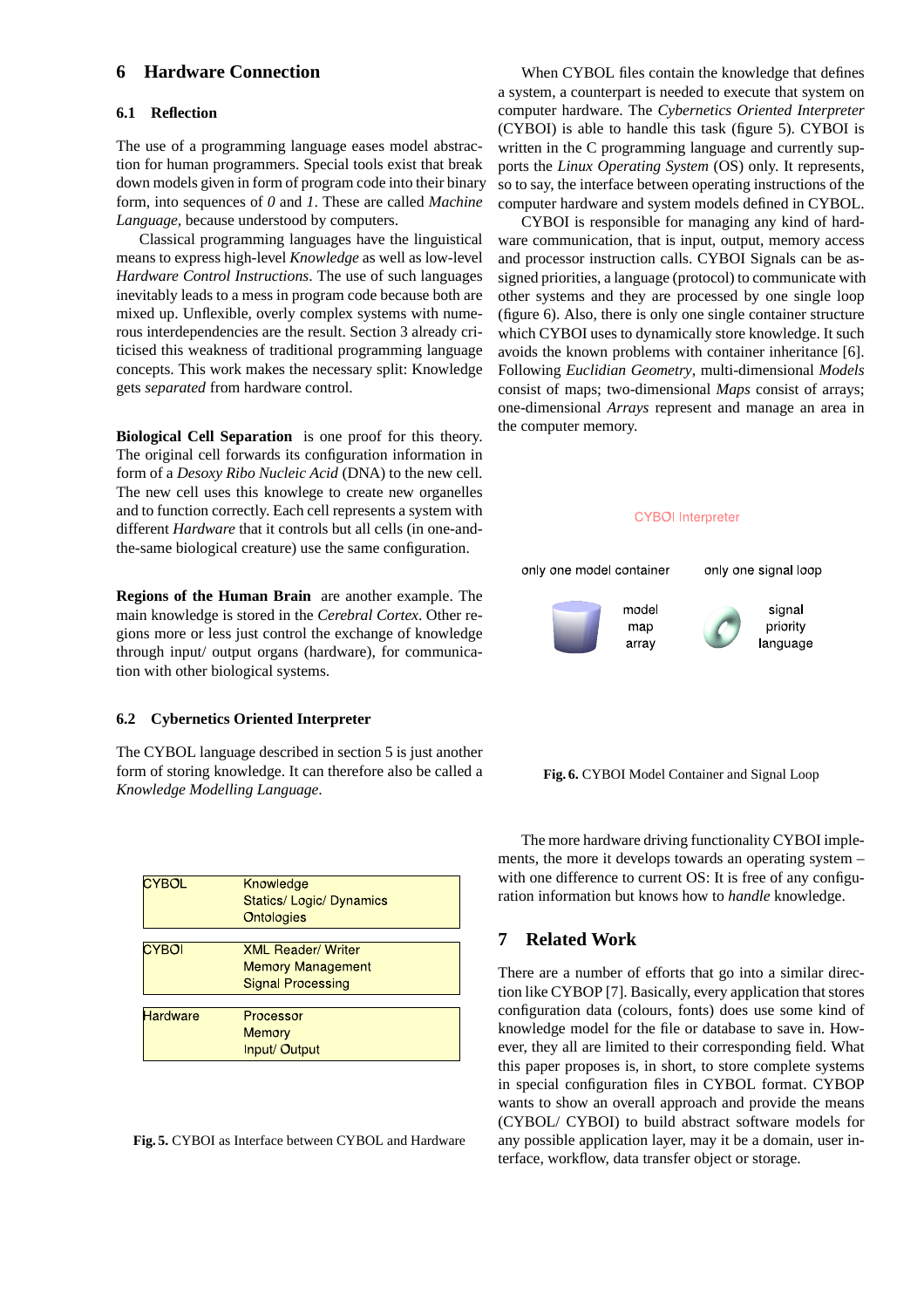## 6 Hardware Connection

### 6.1 Reflection

The use of a programming language eases model abstraction for human programmers. Special tools exist that break down models given in form of program code into their binary form, into sequences of *0* and *1*. These are called *Machine Language*, because understood by computers.

Classical programming languages have the linguistical means to express high-level *Knowledge* as well as low-level *Hardware Control Instructions*. The use of such languages inevitably leads to a mess in program code because both are mixed up. Unflexible, overly complex systems with numerous interdependencies are the result. Section 3 already criticised this weakness of traditional programming language concepts. This work makes the necessary split: Knowledge gets *separated* from hardware control.

**Biological Cell Separation** is one proof for this theory. The original cell forwards its configuration information in form of a *Desoxy Ribo Nucleic Acid* (DNA) to the new cell. The new cell uses this knowlege to create new organelles and to function correctly. Each cell represents a system with different *Hardware* that it controls but all cells (in one-and-the-same biological creature) use the same configuration.

**Regions of the Human Brain** are another example. The main knowledge is stored in the *Cerebral Cortex*. Other regions more or less just control the exchange of knowledge through input/ output organs (hardware), for communication with other biological systems.

### 6.2 Cybernetics Oriented Interpreter

The CYBOL language described in section 5 is just another form of storing knowledge. It can therefore also be called a *Knowledge Modelling Language*.

| | |
|---|---|
| CYBOL | Knowledge<br>Statics/ Logic/ Dynamics<br>Ontologies |
| CYBOI | XML Reader/ Writer<br>Memory Management<br>Signal Processing |
| Hardware | Processor<br>Memory<br>Input/ Output |

**Fig. 5.** CYBOI as Interface between CYBOL and Hardware

When CYBOL files contain the knowledge that defines a system, a counterpart is needed to execute that system on computer hardware. The *Cybernetics Oriented Interpreter* (CYBOI) is able to handle this task (figure 5). CYBOI is written in the C programming language and currently supports the *Linux Operating System* (OS) only. It represents, so to say, the interface between operating instructions of the computer hardware and system models defined in CYBOL.

CYBOI is responsible for managing any kind of hardware communication, that is input, output, memory access and processor instruction calls. CYBOI Signals can be assigned priorities, a language (protocol) to communicate with other systems and they are processed by one single loop (figure 6). Also, there is only one single container structure which CYBOI uses to dynamically store knowledge. It such avoids the known problems with container inheritance [6]. Following *Euclidian Geometry*, multi-dimensional *Models* consist of maps; two-dimensional *Maps* consist of arrays; one-dimensional *Arrays* represent and manage an area in the computer memory.

CYBOI Interpreter

only one model container — model, map, array

only one signal loop — signal, priority, language

**Fig. 6.** CYBOI Model Container and Signal Loop

The more hardware driving functionality CYBOI implements, the more it develops towards an operating system – with one difference to current OS: It is free of any configuration information but knows how to *handle* knowledge.

## 7 Related Work

There are a number of efforts that go into a similar direction like CYBOP [7]. Basically, every application that stores configuration data (colours, fonts) does use some kind of knowledge model for the file or database to save in. However, they all are limited to their corresponding field. What this paper proposes is, in short, to store complete systems in special configuration files in CYBOL format. CYBOP wants to show an overall approach and provide the means (CYBOL/ CYBOI) to build abstract software models for any possible application layer, may it be a domain, user interface, workflow, data transfer object or storage.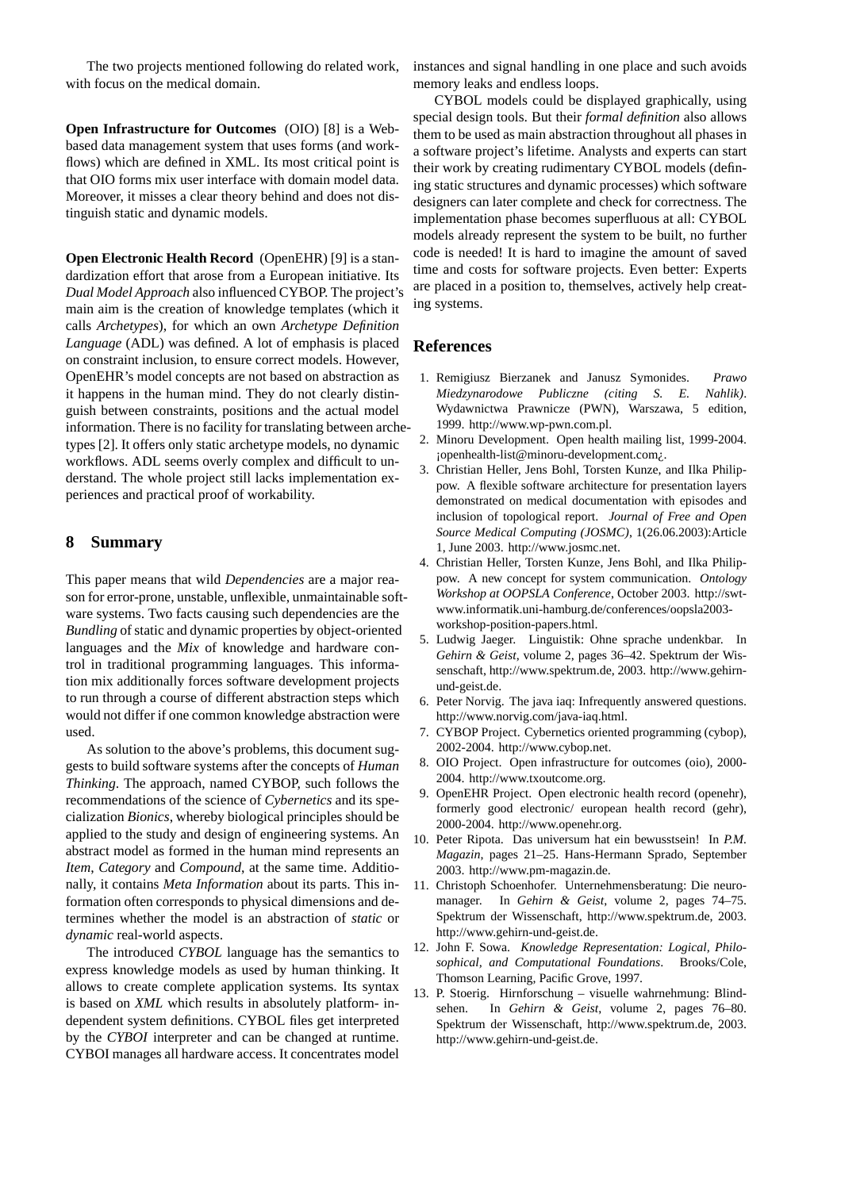The two projects mentioned following do related work, with focus on the medical domain.

**Open Infrastructure for Outcomes** (OIO) [8] is a Web-based data management system that uses forms (and workflows) which are defined in XML. Its most critical point is that OIO forms mix user interface with domain model data. Moreover, it misses a clear theory behind and does not distinguish static and dynamic models.

**Open Electronic Health Record** (OpenEHR) [9] is a standardization effort that arose from a European initiative. Its *Dual Model Approach* also influenced CYBOP. The project's main aim is the creation of knowledge templates (which it calls *Archetypes*), for which an own *Archetype Definition Language* (ADL) was defined. A lot of emphasis is placed on constraint inclusion, to ensure correct models. However, OpenEHR's model concepts are not based on abstraction as it happens in the human mind. They do not clearly distinguish between constraints, positions and the actual model information. There is no facility for translating between archetypes [2]. It offers only static archetype models, no dynamic workflows. ADL seems overly complex and difficult to understand. The whole project still lacks implementation experiences and practical proof of workability.

## 8 Summary

This paper means that wild *Dependencies* are a major reason for error-prone, unstable, unflexible, unmaintainable software systems. Two facts causing such dependencies are the *Bundling* of static and dynamic properties by object-oriented languages and the *Mix* of knowledge and hardware control in traditional programming languages. This information mix additionally forces software development projects to run through a course of different abstraction steps which would not differ if one common knowledge abstraction were used.

As solution to the above's problems, this document suggests to build software systems after the concepts of *Human Thinking*. The approach, named CYBOP, such follows the recommendations of the science of *Cybernetics* and its specialization *Bionics*, whereby biological principles should be applied to the study and design of engineering systems. An abstract model as formed in the human mind represents an *Item*, *Category* and *Compound*, at the same time. Additionally, it contains *Meta Information* about its parts. This information often corresponds to physical dimensions and determines whether the model is an abstraction of *static* or *dynamic* real-world aspects.

The introduced *CYBOL* language has the semantics to express knowledge models as used by human thinking. It allows to create complete application systems. Its syntax is based on *XML* which results in absolutely platform- independent system definitions. CYBOL files get interpreted by the *CYBOI* interpreter and can be changed at runtime. CYBOI manages all hardware access. It concentrates model instances and signal handling in one place and such avoids memory leaks and endless loops.

CYBOL models could be displayed graphically, using special design tools. But their *formal definition* also allows them to be used as main abstraction throughout all phases in a software project's lifetime. Analysts and experts can start their work by creating rudimentary CYBOL models (defining static structures and dynamic processes) which software designers can later complete and check for correctness. The implementation phase becomes superfluous at all: CYBOL models already represent the system to be built, no further code is needed! It is hard to imagine the amount of saved time and costs for software projects. Even better: Experts are placed in a position to, themselves, actively help creating systems.

## References

1. Remigiusz Bierzanek and Janusz Symonides. *Prawo Miedzynarodowe Publiczne (citing S. E. Nahlik)*. Wydawnictwa Prawnicze (PWN), Warszawa, 5 edition, 1999. http://www.wp-pwn.com.pl.
2. Minoru Development. Open health mailing list, 1999-2004. ¡openhealth-list@minoru-development.com¿.
3. Christian Heller, Jens Bohl, Torsten Kunze, and Ilka Philippow. A flexible software architecture for presentation layers demonstrated on medical documentation with episodes and inclusion of topological report. *Journal of Free and Open Source Medical Computing (JOSMC)*, 1(26.06.2003):Article 1, June 2003. http://www.josmc.net.
4. Christian Heller, Torsten Kunze, Jens Bohl, and Ilka Philippow. A new concept for system communication. *Ontology Workshop at OOPSLA Conference*, October 2003. http://swt-www.informatik.uni-hamburg.de/conferences/oopsla2003-workshop-position-papers.html.
5. Ludwig Jaeger. Linguistik: Ohne sprache undenkbar. In *Gehirn & Geist*, volume 2, pages 36–42. Spektrum der Wissenschaft, http://www.spektrum.de, 2003. http://www.gehirn-und-geist.de.
6. Peter Norvig. The java iaq: Infrequently answered questions. http://www.norvig.com/java-iaq.html.
7. CYBOP Project. Cybernetics oriented programming (cybop), 2002-2004. http://www.cybop.net.
8. OIO Project. Open infrastructure for outcomes (oio), 2000-2004. http://www.txoutcome.org.
9. OpenEHR Project. Open electronic health record (openehr), formerly good electronic/ european health record (gehr), 2000-2004. http://www.openehr.org.
10. Peter Ripota. Das universum hat ein bewusstsein! In *P.M. Magazin*, pages 21–25. Hans-Hermann Sprado, September 2003. http://www.pm-magazin.de.
11. Christoph Schoenhofer. Unternehmensberatung: Die neuromanager. In *Gehirn & Geist*, volume 2, pages 74–75. Spektrum der Wissenschaft, http://www.spektrum.de, 2003. http://www.gehirn-und-geist.de.
12. John F. Sowa. *Knowledge Representation: Logical, Philosophical, and Computational Foundations*. Brooks/Cole, Thomson Learning, Pacific Grove, 1997.
13. P. Stoerig. Hirnforschung – visuelle wahrnehmung: Blindsehen. In *Gehirn & Geist*, volume 2, pages 76–80. Spektrum der Wissenschaft, http://www.spektrum.de, 2003. http://www.gehirn-und-geist.de.